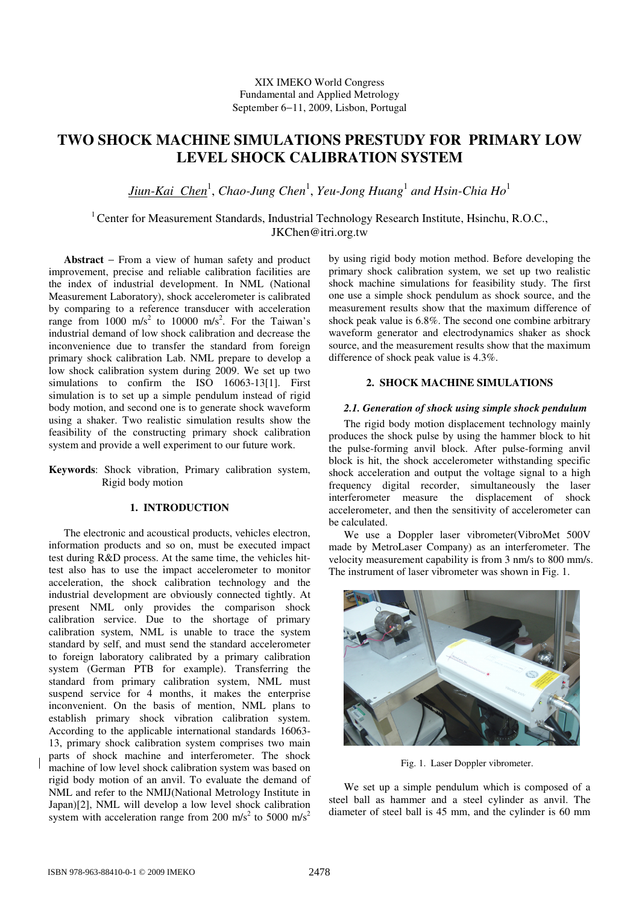XIX IMEKO World Congress
Fundamental and Applied Metrology
September 6−11, 2009, Lisbon, Portugal

# TWO SHOCK MACHINE SIMULATIONS PRESTUDY FOR PRIMARY LOW LEVEL SHOCK CALIBRATION SYSTEM

*Jiun-Kai Chen*[1], *Chao-Jung Chen*[1], *Yeu-Jong Huang*[1] *and Hsin-Chia Ho*[1]

[1] Center for Measurement Standards, Industrial Technology Research Institute, Hsinchu, R.O.C., JKChen@itri.org.tw

**Abstract** − From a view of human safety and product improvement, precise and reliable calibration facilities are the index of industrial development. In NML (National Measurement Laboratory), shock accelerometer is calibrated by comparing to a reference transducer with acceleration range from 1000 m/s$^2$ to 10000 m/s$^2$. For the Taiwan's industrial demand of low shock calibration and decrease the inconvenience due to transfer the standard from foreign primary shock calibration Lab. NML prepare to develop a low shock calibration system during 2009. We set up two simulations to confirm the ISO 16063-13[1]. First simulation is to set up a simple pendulum instead of rigid body motion, and second one is to generate shock waveform using a shaker. Two realistic simulation results show the feasibility of the constructing primary shock calibration system and provide a well experiment to our future work.

**Keywords**: Shock vibration, Primary calibration system, Rigid body motion

## 1. INTRODUCTION

The electronic and acoustical products, vehicles electron, information products and so on, must be executed impact test during R&D process. At the same time, the vehicles hit-test also has to use the impact accelerometer to monitor acceleration, the shock calibration technology and the industrial development are obviously connected tightly. At present NML only provides the comparison shock calibration service. Due to the shortage of primary calibration system, NML is unable to trace the system standard by self, and must send the standard accelerometer to foreign laboratory calibrated by a primary calibration system (German PTB for example). Transferring the standard from primary calibration system, NML must suspend service for 4 months, it makes the enterprise inconvenient. On the basis of mention, NML plans to establish primary shock vibration calibration system. According to the applicable international standards 16063-13, primary shock calibration system comprises two main parts of shock machine and interferometer. The shock machine of low level shock calibration system was based on rigid body motion of an anvil. To evaluate the demand of NML and refer to the NMIJ(National Metrology Institute in Japan)[2], NML will develop a low level shock calibration system with acceleration range from 200 m/s$^2$ to 5000 m/s$^2$ by using rigid body motion method. Before developing the primary shock calibration system, we set up two realistic shock machine simulations for feasibility study. The first one use a simple shock pendulum as shock source, and the measurement results show that the maximum difference of shock peak value is 6.8%. The second one combine arbitrary waveform generator and electrodynamics shaker as shock source, and the measurement results show that the maximum difference of shock peak value is 4.3%.

## 2. SHOCK MACHINE SIMULATIONS

### *2.1. Generation of shock using simple shock pendulum*

The rigid body motion displacement technology mainly produces the shock pulse by using the hammer block to hit the pulse-forming anvil block. After pulse-forming anvil block is hit, the shock accelerometer withstanding specific shock acceleration and output the voltage signal to a high frequency digital recorder, simultaneously the laser interferometer measure the displacement of shock accelerometer, and then the sensitivity of accelerometer can be calculated.

We use a Doppler laser vibrometer(VibroMet 500V made by MetroLaser Company) as an interferometer. The velocity measurement capability is from 3 nm/s to 800 mm/s. The instrument of laser vibrometer was shown in Fig. 1.

Fig. 1. Laser Doppler vibrometer.

We set up a simple pendulum which is composed of a steel ball as hammer and a steel cylinder as anvil. The diameter of steel ball is 45 mm, and the cylinder is 60 mm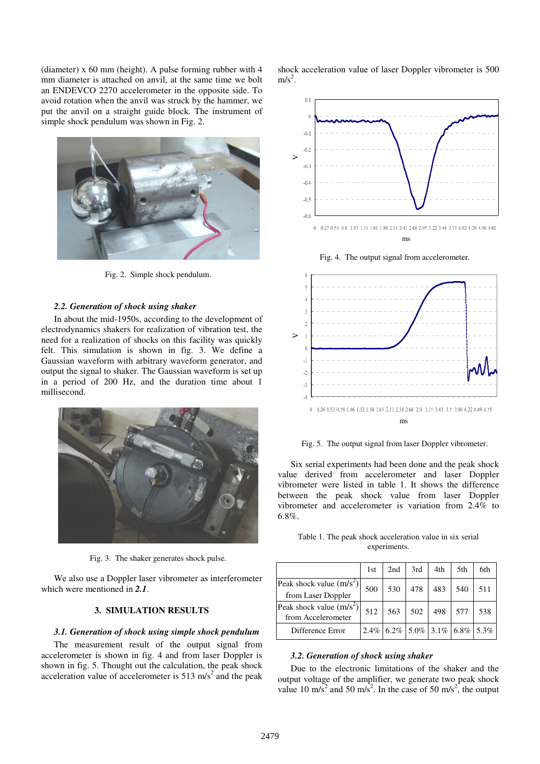(diameter) x 60 mm (height). A pulse forming rubber with 4 mm diameter is attached on anvil, at the same time we bolt an ENDEVCO 2270 accelerometer in the opposite side. To avoid rotation when the anvil was struck by the hammer, we put the anvil on a straight guide block. The instrument of simple shock pendulum was shown in Fig. 2.

Fig. 2. Simple shock pendulum.

### *2.2. Generation of shock using shaker*

In about the mid-1950s, according to the development of electrodynamics shakers for realization of vibration test, the need for a realization of shocks on this facility was quickly felt. This simulation is shown in fig. 3. We define a Gaussian waveform with arbitrary waveform generator, and output the signal to shaker. The Gaussian waveform is set up in a period of 200 Hz, and the duration time about 1 millisecond.

Fig. 3. The shaker generates shock pulse.

We also use a Doppler laser vibrometer as interferometer which were mentioned in ***2.1***.

## 3. SIMULATION RESULTS

### *3.1. Generation of shock using simple shock pendulum*

The measurement result of the output signal from accelerometer is shown in fig. 4 and from laser Doppler is shown in fig. 5. Thought out the calculation, the peak shock acceleration value of accelerometer is 513 m/s$^2$ and the peak shock acceleration value of laser Doppler vibrometer is 500 m/s$^2$.

Fig. 4. The output signal from accelerometer.

Fig. 5. The output signal from laser Doppler vibrometer.

Six serial experiments had been done and the peak shock value derived from accelerometer and laser Doppler vibrometer were listed in table 1. It shows the difference between the peak shock value from laser Doppler vibrometer and accelerometer is variation from 2.4% to 6.8%.

Table 1. The peak shock acceleration value in six serial experiments.

| | 1st | 2nd | 3rd | 4th | 5th | 6th |
|---|---|---|---|---|---|---|
| Peak shock value (m/s$^2$) from Laser Doppler | 500 | 530 | 478 | 483 | 540 | 511 |
| Peak shock value (m/s$^2$) from Accelerometer | 512 | 563 | 502 | 498 | 577 | 538 |
| Difference Error | 2.4% | 6.2% | 5.0% | 3.1% | 6.8% | 5.3% |

### *3.2. Generation of shock using shaker*

Due to the electronic limitations of the shaker and the output voltage of the amplifier, we generate two peak shock value 10 m/s$^2$ and 50 m/s$^2$. In the case of 50 m/s$^2$, the output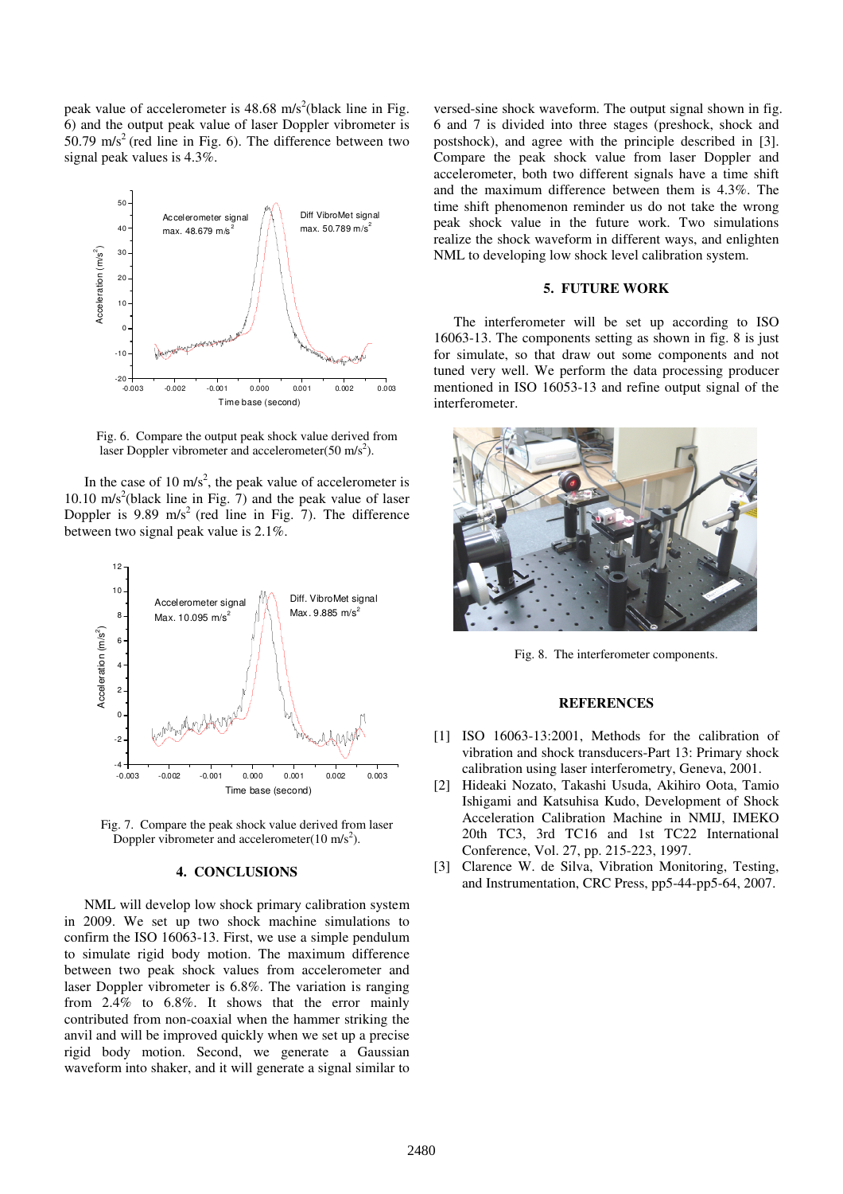peak value of accelerometer is 48.68 m/s$^2$(black line in Fig. 6) and the output peak value of laser Doppler vibrometer is 50.79 m/s$^2$ (red line in Fig. 6). The difference between two signal peak values is 4.3%.

Accelerometer signal
max. 48.679 m/s$^2$

Diff VibroMet signal
max. 50.789 m/s$^2$

Acceleration (m/s$^2$)

Time base (second)

Fig. 6. Compare the output peak shock value derived from laser Doppler vibrometer and accelerometer(50 m/s$^2$).

In the case of 10 m/s$^2$, the peak value of accelerometer is 10.10 m/s$^2$(black line in Fig. 7) and the peak value of laser Doppler is 9.89 m/s$^2$ (red line in Fig. 7). The difference between two signal peak value is 2.1%.

Accelerometer signal
Max. 10.095 m/s$^2$

Diff. VibroMet signal
Max. 9.885 m/s$^2$

Acceleration (m/s$^2$)

Time base (second)

Fig. 7. Compare the peak shock value derived from laser Doppler vibrometer and accelerometer(10 m/s$^2$).

## 4. CONCLUSIONS

NML will develop low shock primary calibration system in 2009. We set up two shock machine simulations to confirm the ISO 16063-13. First, we use a simple pendulum to simulate rigid body motion. The maximum difference between two peak shock values from accelerometer and laser Doppler vibrometer is 6.8%. The variation is ranging from 2.4% to 6.8%. It shows that the error mainly contributed from non-coaxial when the hammer striking the anvil and will be improved quickly when we set up a precise rigid body motion. Second, we generate a Gaussian waveform into shaker, and it will generate a signal similar to versed-sine shock waveform. The output signal shown in fig. 6 and 7 is divided into three stages (preshock, shock and postshock), and agree with the principle described in [3]. Compare the peak shock value from laser Doppler and accelerometer, both two different signals have a time shift and the maximum difference between them is 4.3%. The time shift phenomenon reminder us do not take the wrong peak shock value in the future work. Two simulations realize the shock waveform in different ways, and enlighten NML to developing low shock level calibration system.

## 5. FUTURE WORK

The interferometer will be set up according to ISO 16063-13. The components setting as shown in fig. 8 is just for simulate, so that draw out some components and not tuned very well. We perform the data processing producer mentioned in ISO 16053-13 and refine output signal of the interferometer.

Fig. 8. The interferometer components.

## REFERENCES

[1] ISO 16063-13:2001, Methods for the calibration of vibration and shock transducers-Part 13: Primary shock calibration using laser interferometry, Geneva, 2001.

[2] Hideaki Nozato, Takashi Usuda, Akihiro Oota, Tamio Ishigami and Katsuhisa Kudo, Development of Shock Acceleration Calibration Machine in NMIJ, IMEKO 20th TC3, 3rd TC16 and 1st TC22 International Conference, Vol. 27, pp. 215-223, 1997.

[3] Clarence W. de Silva, Vibration Monitoring, Testing, and Instrumentation, CRC Press, pp5-44-pp5-64, 2007.